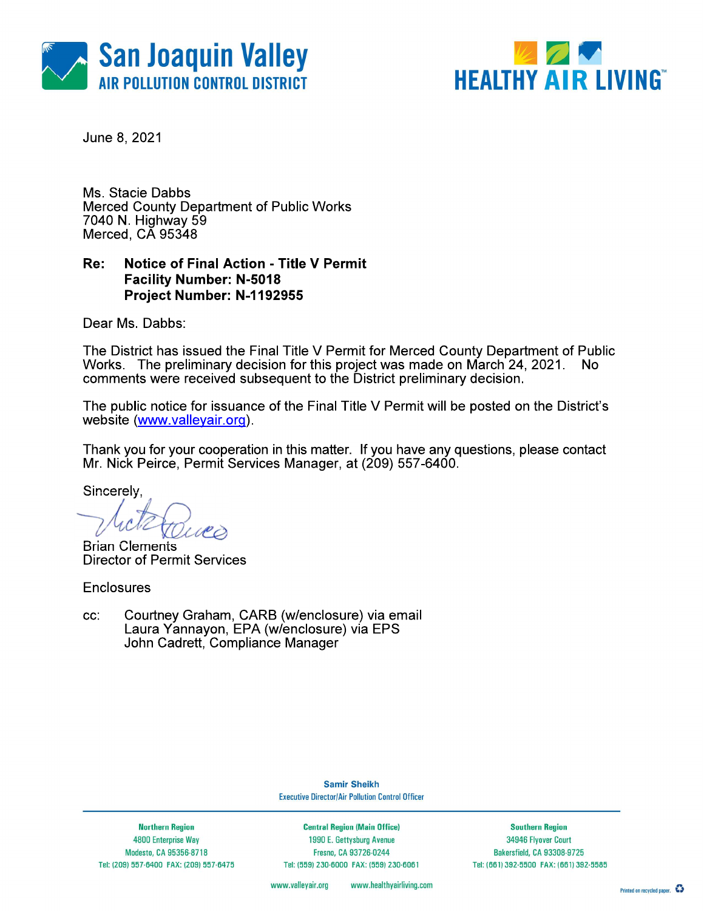**San Joaquin Valley**
**AIR POLLUTION CONTROL DISTRICT**

**HEALTHY AIR LIVING™**

June 8, 2021

Ms. Stacie Dabbs
Merced County Department of Public Works
7040 N. Highway 59
Merced, CA 95348

**Re: Notice of Final Action - Title V Permit**
**Facility Number: N-5018**
**Project Number: N-1192955**

Dear Ms. Dabbs:

The District has issued the Final Title V Permit for Merced County Department of Public Works. The preliminary decision for this project was made on March 24, 2021. No comments were received subsequent to the District preliminary decision.

The public notice for issuance of the Final Title V Permit will be posted on the District's website (www.valleyair.org).

Thank you for your cooperation in this matter. If you have any questions, please contact Mr. Nick Peirce, Permit Services Manager, at (209) 557-6400.

Sincerely,

Brian Clements
Director of Permit Services

Enclosures

cc: Courtney Graham, CARB (w/enclosure) via email
Laura Yannayon, EPA (w/enclosure) via EPS
John Cadrett, Compliance Manager

**Samir Sheikh**
Executive Director/Air Pollution Control Officer

| Northern Region | Central Region (Main Office) | Southern Region |
|---|---|---|
| 4800 Enterprise Way | 1990 E. Gettysburg Avenue | 34946 Flyover Court |
| Modesto, CA 95356-8718 | Fresno, CA 93726-0244 | Bakersfield, CA 93308-9725 |
| Tel: (209) 557-6400 FAX: (209) 557-6475 | Tel: (559) 230-6000 FAX: (559) 230-6061 | Tel: (661) 392-5500 FAX: (661) 392-5585 |

www.valleyair.org www.healthyairliving.com

Printed on recycled paper.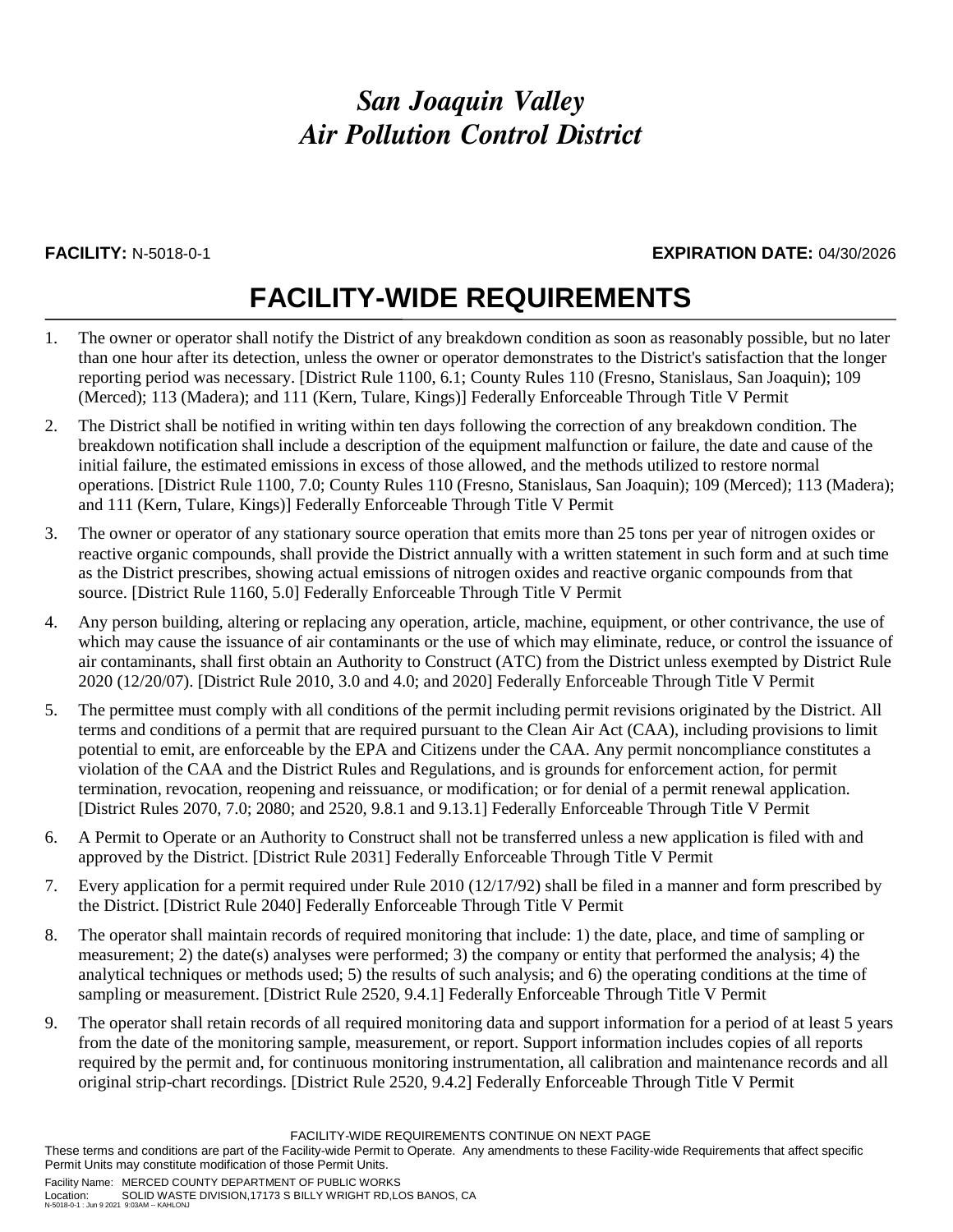# San Joaquin Valley
# Air Pollution Control District

**FACILITY:** N-5018-0-1 **EXPIRATION DATE:** 04/30/2026

## FACILITY-WIDE REQUIREMENTS

1. The owner or operator shall notify the District of any breakdown condition as soon as reasonably possible, but no later than one hour after its detection, unless the owner or operator demonstrates to the District's satisfaction that the longer reporting period was necessary. [District Rule 1100, 6.1; County Rules 110 (Fresno, Stanislaus, San Joaquin); 109 (Merced); 113 (Madera); and 111 (Kern, Tulare, Kings)] Federally Enforceable Through Title V Permit

2. The District shall be notified in writing within ten days following the correction of any breakdown condition. The breakdown notification shall include a description of the equipment malfunction or failure, the date and cause of the initial failure, the estimated emissions in excess of those allowed, and the methods utilized to restore normal operations. [District Rule 1100, 7.0; County Rules 110 (Fresno, Stanislaus, San Joaquin); 109 (Merced); 113 (Madera); and 111 (Kern, Tulare, Kings)] Federally Enforceable Through Title V Permit

3. The owner or operator of any stationary source operation that emits more than 25 tons per year of nitrogen oxides or reactive organic compounds, shall provide the District annually with a written statement in such form and at such time as the District prescribes, showing actual emissions of nitrogen oxides and reactive organic compounds from that source. [District Rule 1160, 5.0] Federally Enforceable Through Title V Permit

4. Any person building, altering or replacing any operation, article, machine, equipment, or other contrivance, the use of which may cause the issuance of air contaminants or the use of which may eliminate, reduce, or control the issuance of air contaminants, shall first obtain an Authority to Construct (ATC) from the District unless exempted by District Rule 2020 (12/20/07). [District Rule 2010, 3.0 and 4.0; and 2020] Federally Enforceable Through Title V Permit

5. The permittee must comply with all conditions of the permit including permit revisions originated by the District. All terms and conditions of a permit that are required pursuant to the Clean Air Act (CAA), including provisions to limit potential to emit, are enforceable by the EPA and Citizens under the CAA. Any permit noncompliance constitutes a violation of the CAA and the District Rules and Regulations, and is grounds for enforcement action, for permit termination, revocation, reopening and reissuance, or modification; or for denial of a permit renewal application. [District Rules 2070, 7.0; 2080; and 2520, 9.8.1 and 9.13.1] Federally Enforceable Through Title V Permit

6. A Permit to Operate or an Authority to Construct shall not be transferred unless a new application is filed with and approved by the District. [District Rule 2031] Federally Enforceable Through Title V Permit

7. Every application for a permit required under Rule 2010 (12/17/92) shall be filed in a manner and form prescribed by the District. [District Rule 2040] Federally Enforceable Through Title V Permit

8. The operator shall maintain records of required monitoring that include: 1) the date, place, and time of sampling or measurement; 2) the date(s) analyses were performed; 3) the company or entity that performed the analysis; 4) the analytical techniques or methods used; 5) the results of such analysis; and 6) the operating conditions at the time of sampling or measurement. [District Rule 2520, 9.4.1] Federally Enforceable Through Title V Permit

9. The operator shall retain records of all required monitoring data and support information for a period of at least 5 years from the date of the monitoring sample, measurement, or report. Support information includes copies of all reports required by the permit and, for continuous monitoring instrumentation, all calibration and maintenance records and all original strip-chart recordings. [District Rule 2520, 9.4.2] Federally Enforceable Through Title V Permit

FACILITY-WIDE REQUIREMENTS CONTINUE ON NEXT PAGE

These terms and conditions are part of the Facility-wide Permit to Operate. Any amendments to these Facility-wide Requirements that affect specific Permit Units may constitute modification of those Permit Units.

Facility Name: MERCED COUNTY DEPARTMENT OF PUBLIC WORKS
Location: SOLID WASTE DIVISION,17173 S BILLY WRIGHT RD,LOS BANOS, CA
N-5018-0-1 : Jun 9 2021 9:03AM -- KAHLONJ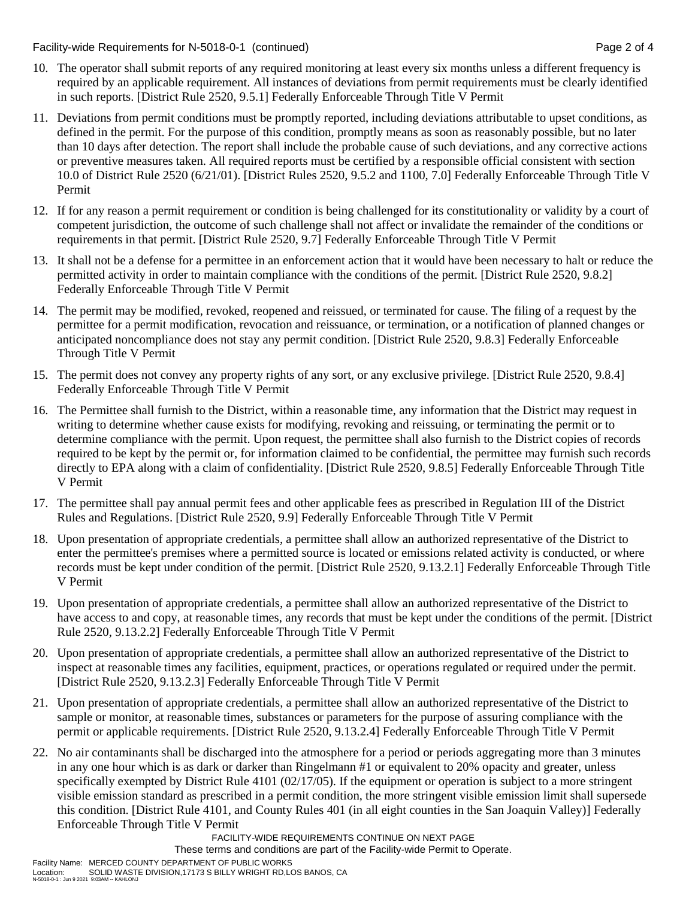10. The operator shall submit reports of any required monitoring at least every six months unless a different frequency is required by an applicable requirement. All instances of deviations from permit requirements must be clearly identified in such reports. [District Rule 2520, 9.5.1] Federally Enforceable Through Title V Permit

11. Deviations from permit conditions must be promptly reported, including deviations attributable to upset conditions, as defined in the permit. For the purpose of this condition, promptly means as soon as reasonably possible, but no later than 10 days after detection. The report shall include the probable cause of such deviations, and any corrective actions or preventive measures taken. All required reports must be certified by a responsible official consistent with section 10.0 of District Rule 2520 (6/21/01). [District Rules 2520, 9.5.2 and 1100, 7.0] Federally Enforceable Through Title V Permit

12. If for any reason a permit requirement or condition is being challenged for its constitutionality or validity by a court of competent jurisdiction, the outcome of such challenge shall not affect or invalidate the remainder of the conditions or requirements in that permit. [District Rule 2520, 9.7] Federally Enforceable Through Title V Permit

13. It shall not be a defense for a permittee in an enforcement action that it would have been necessary to halt or reduce the permitted activity in order to maintain compliance with the conditions of the permit. [District Rule 2520, 9.8.2] Federally Enforceable Through Title V Permit

14. The permit may be modified, revoked, reopened and reissued, or terminated for cause. The filing of a request by the permittee for a permit modification, revocation and reissuance, or termination, or a notification of planned changes or anticipated noncompliance does not stay any permit condition. [District Rule 2520, 9.8.3] Federally Enforceable Through Title V Permit

15. The permit does not convey any property rights of any sort, or any exclusive privilege. [District Rule 2520, 9.8.4] Federally Enforceable Through Title V Permit

16. The Permittee shall furnish to the District, within a reasonable time, any information that the District may request in writing to determine whether cause exists for modifying, revoking and reissuing, or terminating the permit or to determine compliance with the permit. Upon request, the permittee shall also furnish to the District copies of records required to be kept by the permit or, for information claimed to be confidential, the permittee may furnish such records directly to EPA along with a claim of confidentiality. [District Rule 2520, 9.8.5] Federally Enforceable Through Title V Permit

17. The permittee shall pay annual permit fees and other applicable fees as prescribed in Regulation III of the District Rules and Regulations. [District Rule 2520, 9.9] Federally Enforceable Through Title V Permit

18. Upon presentation of appropriate credentials, a permittee shall allow an authorized representative of the District to enter the permittee's premises where a permitted source is located or emissions related activity is conducted, or where records must be kept under condition of the permit. [District Rule 2520, 9.13.2.1] Federally Enforceable Through Title V Permit

19. Upon presentation of appropriate credentials, a permittee shall allow an authorized representative of the District to have access to and copy, at reasonable times, any records that must be kept under the conditions of the permit. [District Rule 2520, 9.13.2.2] Federally Enforceable Through Title V Permit

20. Upon presentation of appropriate credentials, a permittee shall allow an authorized representative of the District to inspect at reasonable times any facilities, equipment, practices, or operations regulated or required under the permit. [District Rule 2520, 9.13.2.3] Federally Enforceable Through Title V Permit

21. Upon presentation of appropriate credentials, a permittee shall allow an authorized representative of the District to sample or monitor, at reasonable times, substances or parameters for the purpose of assuring compliance with the permit or applicable requirements. [District Rule 2520, 9.13.2.4] Federally Enforceable Through Title V Permit

22. No air contaminants shall be discharged into the atmosphere for a period or periods aggregating more than 3 minutes in any one hour which is as dark or darker than Ringelmann #1 or equivalent to 20% opacity and greater, unless specifically exempted by District Rule 4101 (02/17/05). If the equipment or operation is subject to a more stringent visible emission standard as prescribed in a permit condition, the more stringent visible emission limit shall supersede this condition. [District Rule 4101, and County Rules 401 (in all eight counties in the San Joaquin Valley)] Federally Enforceable Through Title V Permit

FACILITY-WIDE REQUIREMENTS CONTINUE ON NEXT PAGE

These terms and conditions are part of the Facility-wide Permit to Operate.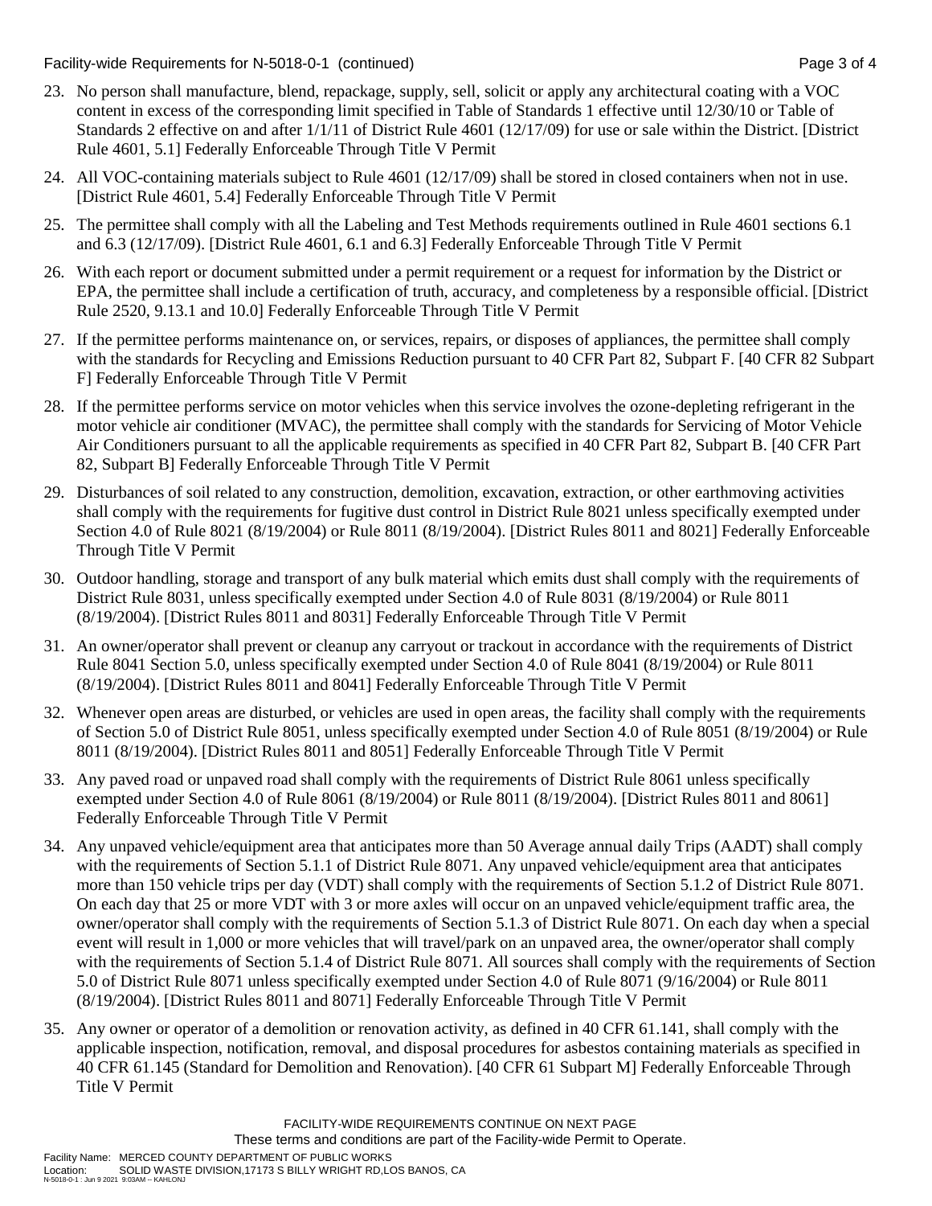23. No person shall manufacture, blend, repackage, supply, sell, solicit or apply any architectural coating with a VOC content in excess of the corresponding limit specified in Table of Standards 1 effective until 12/30/10 or Table of Standards 2 effective on and after 1/1/11 of District Rule 4601 (12/17/09) for use or sale within the District. [District Rule 4601, 5.1] Federally Enforceable Through Title V Permit

24. All VOC-containing materials subject to Rule 4601 (12/17/09) shall be stored in closed containers when not in use. [District Rule 4601, 5.4] Federally Enforceable Through Title V Permit

25. The permittee shall comply with all the Labeling and Test Methods requirements outlined in Rule 4601 sections 6.1 and 6.3 (12/17/09). [District Rule 4601, 6.1 and 6.3] Federally Enforceable Through Title V Permit

26. With each report or document submitted under a permit requirement or a request for information by the District or EPA, the permittee shall include a certification of truth, accuracy, and completeness by a responsible official. [District Rule 2520, 9.13.1 and 10.0] Federally Enforceable Through Title V Permit

27. If the permittee performs maintenance on, or services, repairs, or disposes of appliances, the permittee shall comply with the standards for Recycling and Emissions Reduction pursuant to 40 CFR Part 82, Subpart F. [40 CFR 82 Subpart F] Federally Enforceable Through Title V Permit

28. If the permittee performs service on motor vehicles when this service involves the ozone-depleting refrigerant in the motor vehicle air conditioner (MVAC), the permittee shall comply with the standards for Servicing of Motor Vehicle Air Conditioners pursuant to all the applicable requirements as specified in 40 CFR Part 82, Subpart B. [40 CFR Part 82, Subpart B] Federally Enforceable Through Title V Permit

29. Disturbances of soil related to any construction, demolition, excavation, extraction, or other earthmoving activities shall comply with the requirements for fugitive dust control in District Rule 8021 unless specifically exempted under Section 4.0 of Rule 8021 (8/19/2004) or Rule 8011 (8/19/2004). [District Rules 8011 and 8021] Federally Enforceable Through Title V Permit

30. Outdoor handling, storage and transport of any bulk material which emits dust shall comply with the requirements of District Rule 8031, unless specifically exempted under Section 4.0 of Rule 8031 (8/19/2004) or Rule 8011 (8/19/2004). [District Rules 8011 and 8031] Federally Enforceable Through Title V Permit

31. An owner/operator shall prevent or cleanup any carryout or trackout in accordance with the requirements of District Rule 8041 Section 5.0, unless specifically exempted under Section 4.0 of Rule 8041 (8/19/2004) or Rule 8011 (8/19/2004). [District Rules 8011 and 8041] Federally Enforceable Through Title V Permit

32. Whenever open areas are disturbed, or vehicles are used in open areas, the facility shall comply with the requirements of Section 5.0 of District Rule 8051, unless specifically exempted under Section 4.0 of Rule 8051 (8/19/2004) or Rule 8011 (8/19/2004). [District Rules 8011 and 8051] Federally Enforceable Through Title V Permit

33. Any paved road or unpaved road shall comply with the requirements of District Rule 8061 unless specifically exempted under Section 4.0 of Rule 8061 (8/19/2004) or Rule 8011 (8/19/2004). [District Rules 8011 and 8061] Federally Enforceable Through Title V Permit

34. Any unpaved vehicle/equipment area that anticipates more than 50 Average annual daily Trips (AADT) shall comply with the requirements of Section 5.1.1 of District Rule 8071. Any unpaved vehicle/equipment area that anticipates more than 150 vehicle trips per day (VDT) shall comply with the requirements of Section 5.1.2 of District Rule 8071. On each day that 25 or more VDT with 3 or more axles will occur on an unpaved vehicle/equipment traffic area, the owner/operator shall comply with the requirements of Section 5.1.3 of District Rule 8071. On each day when a special event will result in 1,000 or more vehicles that will travel/park on an unpaved area, the owner/operator shall comply with the requirements of Section 5.1.4 of District Rule 8071. All sources shall comply with the requirements of Section 5.0 of District Rule 8071 unless specifically exempted under Section 4.0 of Rule 8071 (9/16/2004) or Rule 8011 (8/19/2004). [District Rules 8011 and 8071] Federally Enforceable Through Title V Permit

35. Any owner or operator of a demolition or renovation activity, as defined in 40 CFR 61.141, shall comply with the applicable inspection, notification, removal, and disposal procedures for asbestos containing materials as specified in 40 CFR 61.145 (Standard for Demolition and Renovation). [40 CFR 61 Subpart M] Federally Enforceable Through Title V Permit

FACILITY-WIDE REQUIREMENTS CONTINUE ON NEXT PAGE
These terms and conditions are part of the Facility-wide Permit to Operate.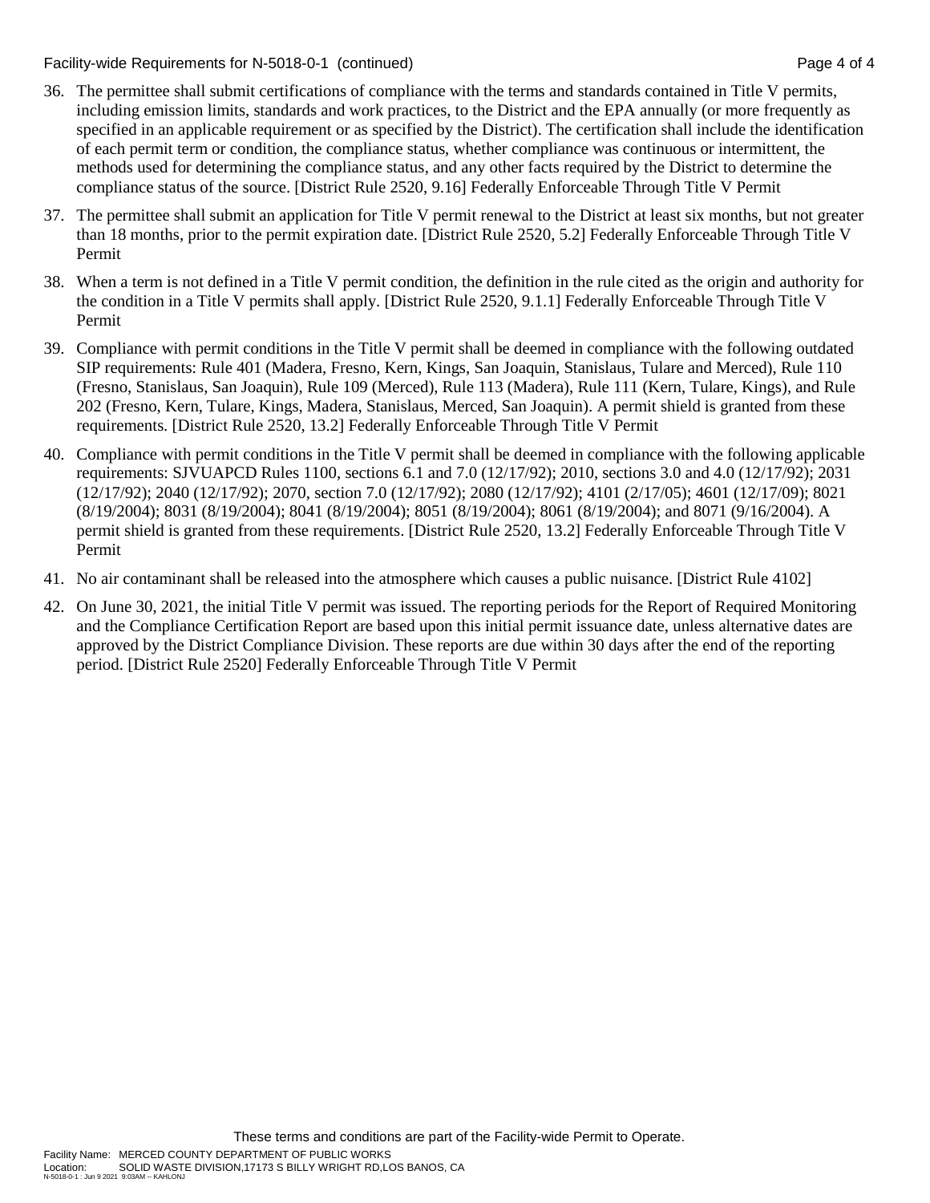36. The permittee shall submit certifications of compliance with the terms and standards contained in Title V permits, including emission limits, standards and work practices, to the District and the EPA annually (or more frequently as specified in an applicable requirement or as specified by the District). The certification shall include the identification of each permit term or condition, the compliance status, whether compliance was continuous or intermittent, the methods used for determining the compliance status, and any other facts required by the District to determine the compliance status of the source. [District Rule 2520, 9.16] Federally Enforceable Through Title V Permit

37. The permittee shall submit an application for Title V permit renewal to the District at least six months, but not greater than 18 months, prior to the permit expiration date. [District Rule 2520, 5.2] Federally Enforceable Through Title V Permit

38. When a term is not defined in a Title V permit condition, the definition in the rule cited as the origin and authority for the condition in a Title V permits shall apply. [District Rule 2520, 9.1.1] Federally Enforceable Through Title V Permit

39. Compliance with permit conditions in the Title V permit shall be deemed in compliance with the following outdated SIP requirements: Rule 401 (Madera, Fresno, Kern, Kings, San Joaquin, Stanislaus, Tulare and Merced), Rule 110 (Fresno, Stanislaus, San Joaquin), Rule 109 (Merced), Rule 113 (Madera), Rule 111 (Kern, Tulare, Kings), and Rule 202 (Fresno, Kern, Tulare, Kings, Madera, Stanislaus, Merced, San Joaquin). A permit shield is granted from these requirements. [District Rule 2520, 13.2] Federally Enforceable Through Title V Permit

40. Compliance with permit conditions in the Title V permit shall be deemed in compliance with the following applicable requirements: SJVUAPCD Rules 1100, sections 6.1 and 7.0 (12/17/92); 2010, sections 3.0 and 4.0 (12/17/92); 2031 (12/17/92); 2040 (12/17/92); 2070, section 7.0 (12/17/92); 2080 (12/17/92); 4101 (2/17/05); 4601 (12/17/09); 8021 (8/19/2004); 8031 (8/19/2004); 8041 (8/19/2004); 8051 (8/19/2004); 8061 (8/19/2004); and 8071 (9/16/2004). A permit shield is granted from these requirements. [District Rule 2520, 13.2] Federally Enforceable Through Title V Permit

41. No air contaminant shall be released into the atmosphere which causes a public nuisance. [District Rule 4102]

42. On June 30, 2021, the initial Title V permit was issued. The reporting periods for the Report of Required Monitoring and the Compliance Certification Report are based upon this initial permit issuance date, unless alternative dates are approved by the District Compliance Division. These reports are due within 30 days after the end of the reporting period. [District Rule 2520] Federally Enforceable Through Title V Permit

These terms and conditions are part of the Facility-wide Permit to Operate.

Facility Name: MERCED COUNTY DEPARTMENT OF PUBLIC WORKS
Location: SOLID WASTE DIVISION,17173 S BILLY WRIGHT RD,LOS BANOS, CA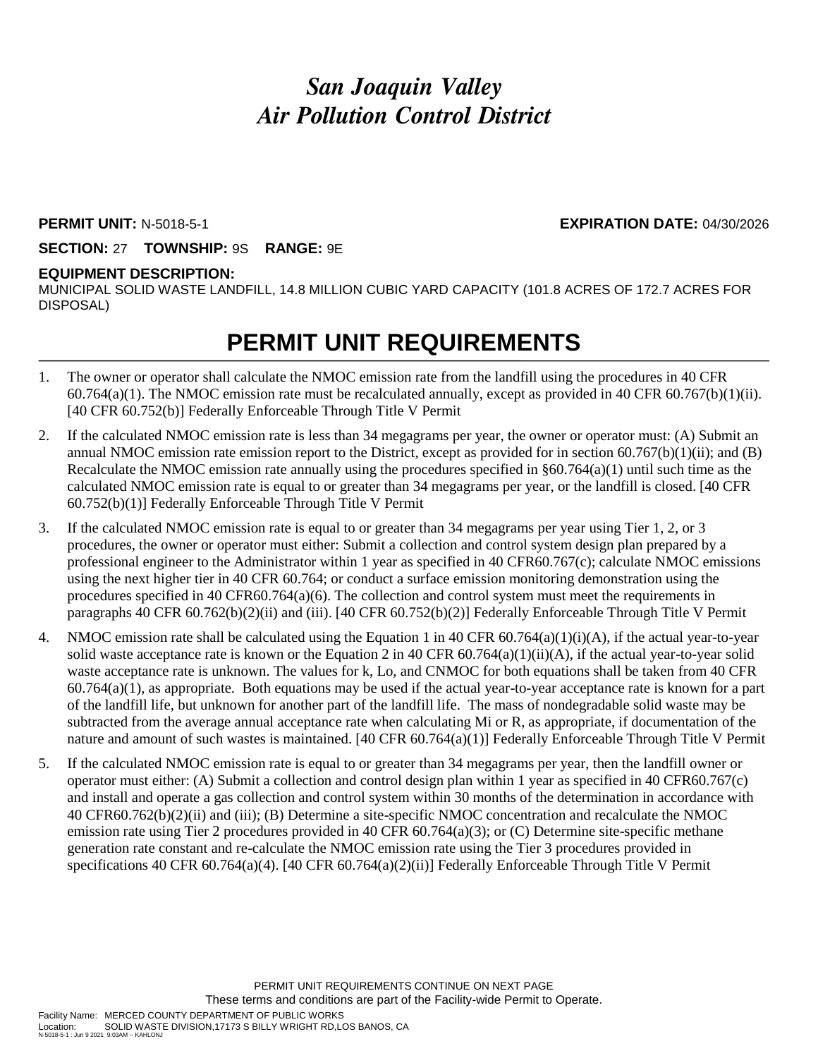# *San Joaquin Valley*
# *Air Pollution Control District*

**PERMIT UNIT:** N-5018-5-1 **EXPIRATION DATE:** 04/30/2026

**SECTION:** 27 **TOWNSHIP:** 9S **RANGE:** 9E

**EQUIPMENT DESCRIPTION:**
MUNICIPAL SOLID WASTE LANDFILL, 14.8 MILLION CUBIC YARD CAPACITY (101.8 ACRES OF 172.7 ACRES FOR DISPOSAL)

## PERMIT UNIT REQUIREMENTS

1. The owner or operator shall calculate the NMOC emission rate from the landfill using the procedures in 40 CFR 60.764(a)(1). The NMOC emission rate must be recalculated annually, except as provided in 40 CFR 60.767(b)(1)(ii). [40 CFR 60.752(b)] Federally Enforceable Through Title V Permit
2. If the calculated NMOC emission rate is less than 34 megagrams per year, the owner or operator must: (A) Submit an annual NMOC emission rate emission report to the District, except as provided for in section 60.767(b)(1)(ii); and (B) Recalculate the NMOC emission rate annually using the procedures specified in §60.764(a)(1) until such time as the calculated NMOC emission rate is equal to or greater than 34 megagrams per year, or the landfill is closed. [40 CFR 60.752(b)(1)] Federally Enforceable Through Title V Permit
3. If the calculated NMOC emission rate is equal to or greater than 34 megagrams per year using Tier 1, 2, or 3 procedures, the owner or operator must either: Submit a collection and control system design plan prepared by a professional engineer to the Administrator within 1 year as specified in 40 CFR60.767(c); calculate NMOC emissions using the next higher tier in 40 CFR 60.764; or conduct a surface emission monitoring demonstration using the procedures specified in 40 CFR60.764(a)(6). The collection and control system must meet the requirements in paragraphs 40 CFR 60.762(b)(2)(ii) and (iii). [40 CFR 60.752(b)(2)] Federally Enforceable Through Title V Permit
4. NMOC emission rate shall be calculated using the Equation 1 in 40 CFR 60.764(a)(1)(i)(A), if the actual year-to-year solid waste acceptance rate is known or the Equation 2 in 40 CFR 60.764(a)(1)(ii)(A), if the actual year-to-year solid waste acceptance rate is unknown. The values for k, Lo, and CNMOC for both equations shall be taken from 40 CFR 60.764(a)(1), as appropriate. Both equations may be used if the actual year-to-year acceptance rate is known for a part of the landfill life, but unknown for another part of the landfill life. The mass of nondegradable solid waste may be subtracted from the average annual acceptance rate when calculating Mi or R, as appropriate, if documentation of the nature and amount of such wastes is maintained. [40 CFR 60.764(a)(1)] Federally Enforceable Through Title V Permit
5. If the calculated NMOC emission rate is equal to or greater than 34 megagrams per year, then the landfill owner or operator must either: (A) Submit a collection and control design plan within 1 year as specified in 40 CFR60.767(c) and install and operate a gas collection and control system within 30 months of the determination in accordance with 40 CFR60.762(b)(2)(ii) and (iii); (B) Determine a site-specific NMOC concentration and recalculate the NMOC emission rate using Tier 2 procedures provided in 40 CFR 60.764(a)(3); or (C) Determine site-specific methane generation rate constant and re-calculate the NMOC emission rate using the Tier 3 procedures provided in specifications 40 CFR 60.764(a)(4). [40 CFR 60.764(a)(2)(ii)] Federally Enforceable Through Title V Permit

PERMIT UNIT REQUIREMENTS CONTINUE ON NEXT PAGE
These terms and conditions are part of the Facility-wide Permit to Operate.

Facility Name: MERCED COUNTY DEPARTMENT OF PUBLIC WORKS
Location: SOLID WASTE DIVISION,17173 S BILLY WRIGHT RD,LOS BANOS, CA
N-5018-5-1 : Jun 9 2021 9:03AM -- KAHLONJ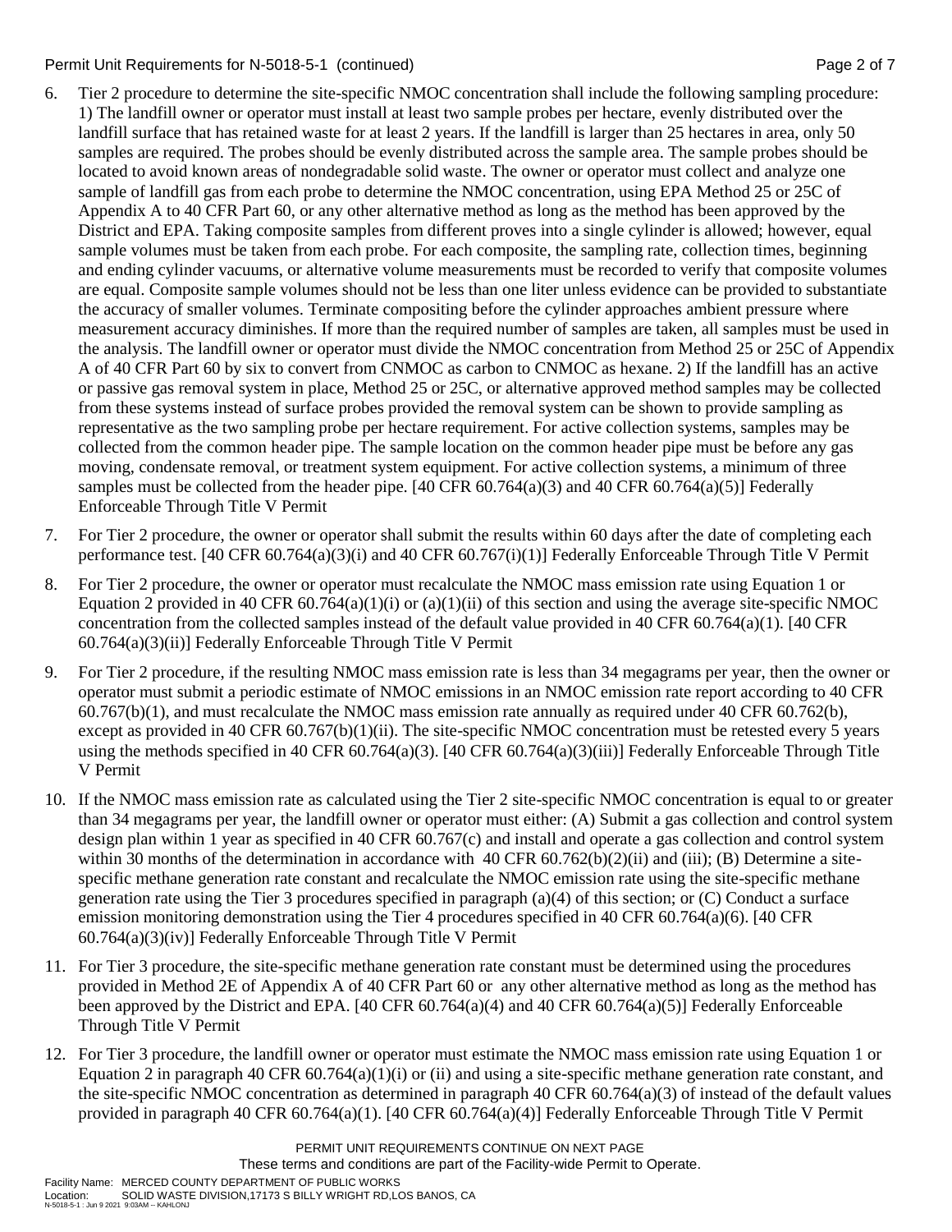6. Tier 2 procedure to determine the site-specific NMOC concentration shall include the following sampling procedure: 1) The landfill owner or operator must install at least two sample probes per hectare, evenly distributed over the landfill surface that has retained waste for at least 2 years. If the landfill is larger than 25 hectares in area, only 50 samples are required. The probes should be evenly distributed across the sample area. The sample probes should be located to avoid known areas of nondegradable solid waste. The owner or operator must collect and analyze one sample of landfill gas from each probe to determine the NMOC concentration, using EPA Method 25 or 25C of Appendix A to 40 CFR Part 60, or any other alternative method as long as the method has been approved by the District and EPA. Taking composite samples from different proves into a single cylinder is allowed; however, equal sample volumes must be taken from each probe. For each composite, the sampling rate, collection times, beginning and ending cylinder vacuums, or alternative volume measurements must be recorded to verify that composite volumes are equal. Composite sample volumes should not be less than one liter unless evidence can be provided to substantiate the accuracy of smaller volumes. Terminate compositing before the cylinder approaches ambient pressure where measurement accuracy diminishes. If more than the required number of samples are taken, all samples must be used in the analysis. The landfill owner or operator must divide the NMOC concentration from Method 25 or 25C of Appendix A of 40 CFR Part 60 by six to convert from CNMOC as carbon to CNMOC as hexane. 2) If the landfill has an active or passive gas removal system in place, Method 25 or 25C, or alternative approved method samples may be collected from these systems instead of surface probes provided the removal system can be shown to provide sampling as representative as the two sampling probe per hectare requirement. For active collection systems, samples may be collected from the common header pipe. The sample location on the common header pipe must be before any gas moving, condensate removal, or treatment system equipment. For active collection systems, a minimum of three samples must be collected from the header pipe. [40 CFR 60.764(a)(3) and 40 CFR 60.764(a)(5)] Federally Enforceable Through Title V Permit

7. For Tier 2 procedure, the owner or operator shall submit the results within 60 days after the date of completing each performance test. [40 CFR 60.764(a)(3)(i) and 40 CFR 60.767(i)(1)] Federally Enforceable Through Title V Permit

8. For Tier 2 procedure, the owner or operator must recalculate the NMOC mass emission rate using Equation 1 or Equation 2 provided in 40 CFR 60.764(a)(1)(i) or (a)(1)(ii) of this section and using the average site-specific NMOC concentration from the collected samples instead of the default value provided in 40 CFR 60.764(a)(1). [40 CFR 60.764(a)(3)(ii)] Federally Enforceable Through Title V Permit

9. For Tier 2 procedure, if the resulting NMOC mass emission rate is less than 34 megagrams per year, then the owner or operator must submit a periodic estimate of NMOC emissions in an NMOC emission rate report according to 40 CFR 60.767(b)(1), and must recalculate the NMOC mass emission rate annually as required under 40 CFR 60.762(b), except as provided in 40 CFR 60.767(b)(1)(ii). The site-specific NMOC concentration must be retested every 5 years using the methods specified in 40 CFR 60.764(a)(3). [40 CFR 60.764(a)(3)(iii)] Federally Enforceable Through Title V Permit

10. If the NMOC mass emission rate as calculated using the Tier 2 site-specific NMOC concentration is equal to or greater than 34 megagrams per year, the landfill owner or operator must either: (A) Submit a gas collection and control system design plan within 1 year as specified in 40 CFR 60.767(c) and install and operate a gas collection and control system within 30 months of the determination in accordance with 40 CFR 60.762(b)(2)(ii) and (iii); (B) Determine a site-specific methane generation rate constant and recalculate the NMOC emission rate using the site-specific methane generation rate using the Tier 3 procedures specified in paragraph (a)(4) of this section; or (C) Conduct a surface emission monitoring demonstration using the Tier 4 procedures specified in 40 CFR 60.764(a)(6). [40 CFR 60.764(a)(3)(iv)] Federally Enforceable Through Title V Permit

11. For Tier 3 procedure, the site-specific methane generation rate constant must be determined using the procedures provided in Method 2E of Appendix A of 40 CFR Part 60 or any other alternative method as long as the method has been approved by the District and EPA. [40 CFR 60.764(a)(4) and 40 CFR 60.764(a)(5)] Federally Enforceable Through Title V Permit

12. For Tier 3 procedure, the landfill owner or operator must estimate the NMOC mass emission rate using Equation 1 or Equation 2 in paragraph 40 CFR 60.764(a)(1)(i) or (ii) and using a site-specific methane generation rate constant, and the site-specific NMOC concentration as determined in paragraph 40 CFR 60.764(a)(3) of instead of the default values provided in paragraph 40 CFR 60.764(a)(1). [40 CFR 60.764(a)(4)] Federally Enforceable Through Title V Permit

PERMIT UNIT REQUIREMENTS CONTINUE ON NEXT PAGE

These terms and conditions are part of the Facility-wide Permit to Operate.

Facility Name: MERCED COUNTY DEPARTMENT OF PUBLIC WORKS
Location: SOLID WASTE DIVISION,17173 S BILLY WRIGHT RD,LOS BANOS, CA
N-5018-5-1 : Jun 9 2021 9:03AM -- KAHLONJ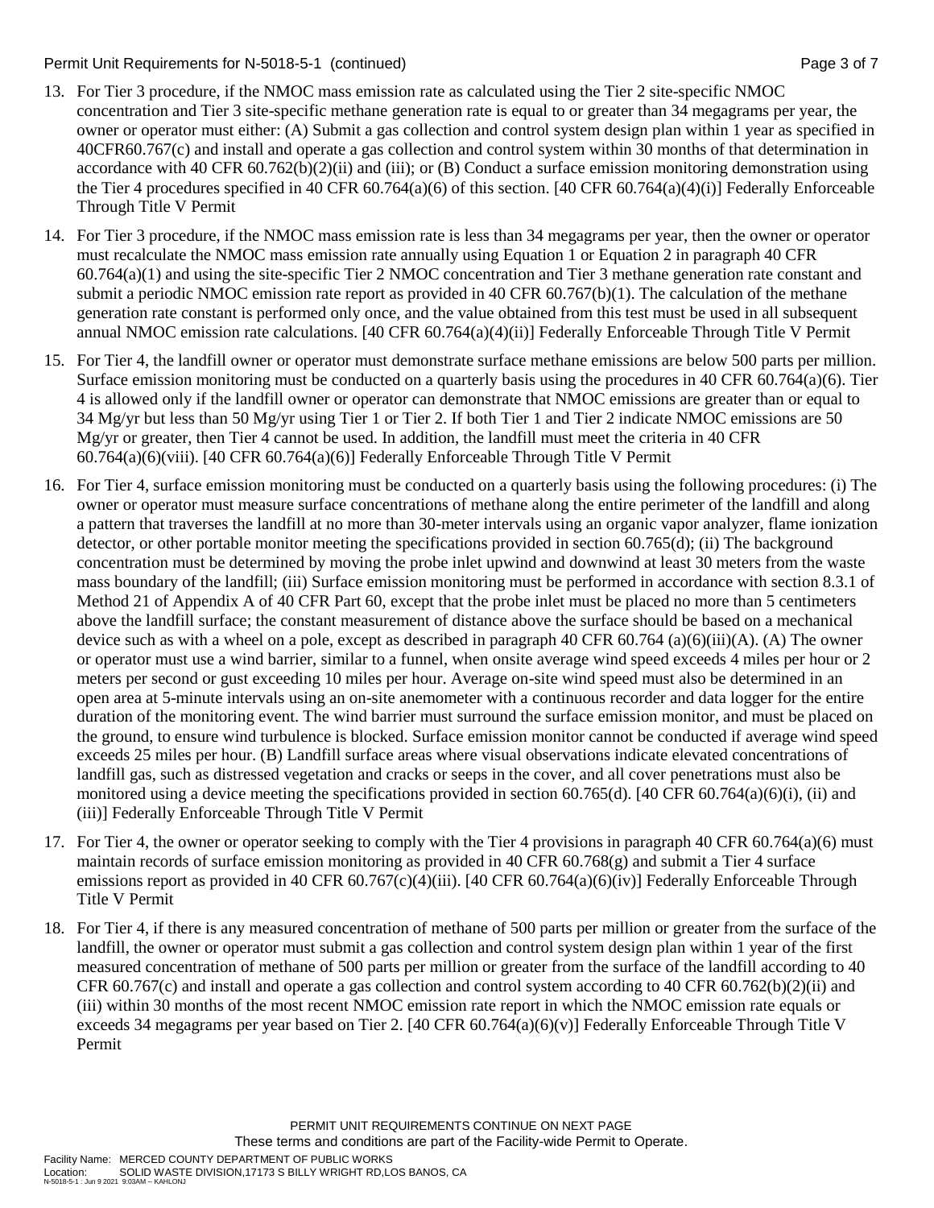13. For Tier 3 procedure, if the NMOC mass emission rate as calculated using the Tier 2 site-specific NMOC concentration and Tier 3 site-specific methane generation rate is equal to or greater than 34 megagrams per year, the owner or operator must either: (A) Submit a gas collection and control system design plan within 1 year as specified in 40CFR60.767(c) and install and operate a gas collection and control system within 30 months of that determination in accordance with 40 CFR 60.762(b)(2)(ii) and (iii); or (B) Conduct a surface emission monitoring demonstration using the Tier 4 procedures specified in 40 CFR 60.764(a)(6) of this section. [40 CFR 60.764(a)(4)(i)] Federally Enforceable Through Title V Permit

14. For Tier 3 procedure, if the NMOC mass emission rate is less than 34 megagrams per year, then the owner or operator must recalculate the NMOC mass emission rate annually using Equation 1 or Equation 2 in paragraph 40 CFR 60.764(a)(1) and using the site-specific Tier 2 NMOC concentration and Tier 3 methane generation rate constant and submit a periodic NMOC emission rate report as provided in 40 CFR 60.767(b)(1). The calculation of the methane generation rate constant is performed only once, and the value obtained from this test must be used in all subsequent annual NMOC emission rate calculations. [40 CFR 60.764(a)(4)(ii)] Federally Enforceable Through Title V Permit

15. For Tier 4, the landfill owner or operator must demonstrate surface methane emissions are below 500 parts per million. Surface emission monitoring must be conducted on a quarterly basis using the procedures in 40 CFR 60.764(a)(6). Tier 4 is allowed only if the landfill owner or operator can demonstrate that NMOC emissions are greater than or equal to 34 Mg/yr but less than 50 Mg/yr using Tier 1 or Tier 2. If both Tier 1 and Tier 2 indicate NMOC emissions are 50 Mg/yr or greater, then Tier 4 cannot be used. In addition, the landfill must meet the criteria in 40 CFR 60.764(a)(6)(viii). [40 CFR 60.764(a)(6)] Federally Enforceable Through Title V Permit

16. For Tier 4, surface emission monitoring must be conducted on a quarterly basis using the following procedures: (i) The owner or operator must measure surface concentrations of methane along the entire perimeter of the landfill and along a pattern that traverses the landfill at no more than 30-meter intervals using an organic vapor analyzer, flame ionization detector, or other portable monitor meeting the specifications provided in section 60.765(d); (ii) The background concentration must be determined by moving the probe inlet upwind and downwind at least 30 meters from the waste mass boundary of the landfill; (iii) Surface emission monitoring must be performed in accordance with section 8.3.1 of Method 21 of Appendix A of 40 CFR Part 60, except that the probe inlet must be placed no more than 5 centimeters above the landfill surface; the constant measurement of distance above the surface should be based on a mechanical device such as with a wheel on a pole, except as described in paragraph 40 CFR 60.764 (a)(6)(iii)(A). (A) The owner or operator must use a wind barrier, similar to a funnel, when onsite average wind speed exceeds 4 miles per hour or 2 meters per second or gust exceeding 10 miles per hour. Average on-site wind speed must also be determined in an open area at 5-minute intervals using an on-site anemometer with a continuous recorder and data logger for the entire duration of the monitoring event. The wind barrier must surround the surface emission monitor, and must be placed on the ground, to ensure wind turbulence is blocked. Surface emission monitor cannot be conducted if average wind speed exceeds 25 miles per hour. (B) Landfill surface areas where visual observations indicate elevated concentrations of landfill gas, such as distressed vegetation and cracks or seeps in the cover, and all cover penetrations must also be monitored using a device meeting the specifications provided in section 60.765(d). [40 CFR 60.764(a)(6)(i), (ii) and (iii)] Federally Enforceable Through Title V Permit

17. For Tier 4, the owner or operator seeking to comply with the Tier 4 provisions in paragraph 40 CFR 60.764(a)(6) must maintain records of surface emission monitoring as provided in 40 CFR 60.768(g) and submit a Tier 4 surface emissions report as provided in 40 CFR 60.767(c)(4)(iii). [40 CFR 60.764(a)(6)(iv)] Federally Enforceable Through Title V Permit

18. For Tier 4, if there is any measured concentration of methane of 500 parts per million or greater from the surface of the landfill, the owner or operator must submit a gas collection and control system design plan within 1 year of the first measured concentration of methane of 500 parts per million or greater from the surface of the landfill according to 40 CFR 60.767(c) and install and operate a gas collection and control system according to 40 CFR 60.762(b)(2)(ii) and (iii) within 30 months of the most recent NMOC emission rate report in which the NMOC emission rate equals or exceeds 34 megagrams per year based on Tier 2. [40 CFR 60.764(a)(6)(v)] Federally Enforceable Through Title V Permit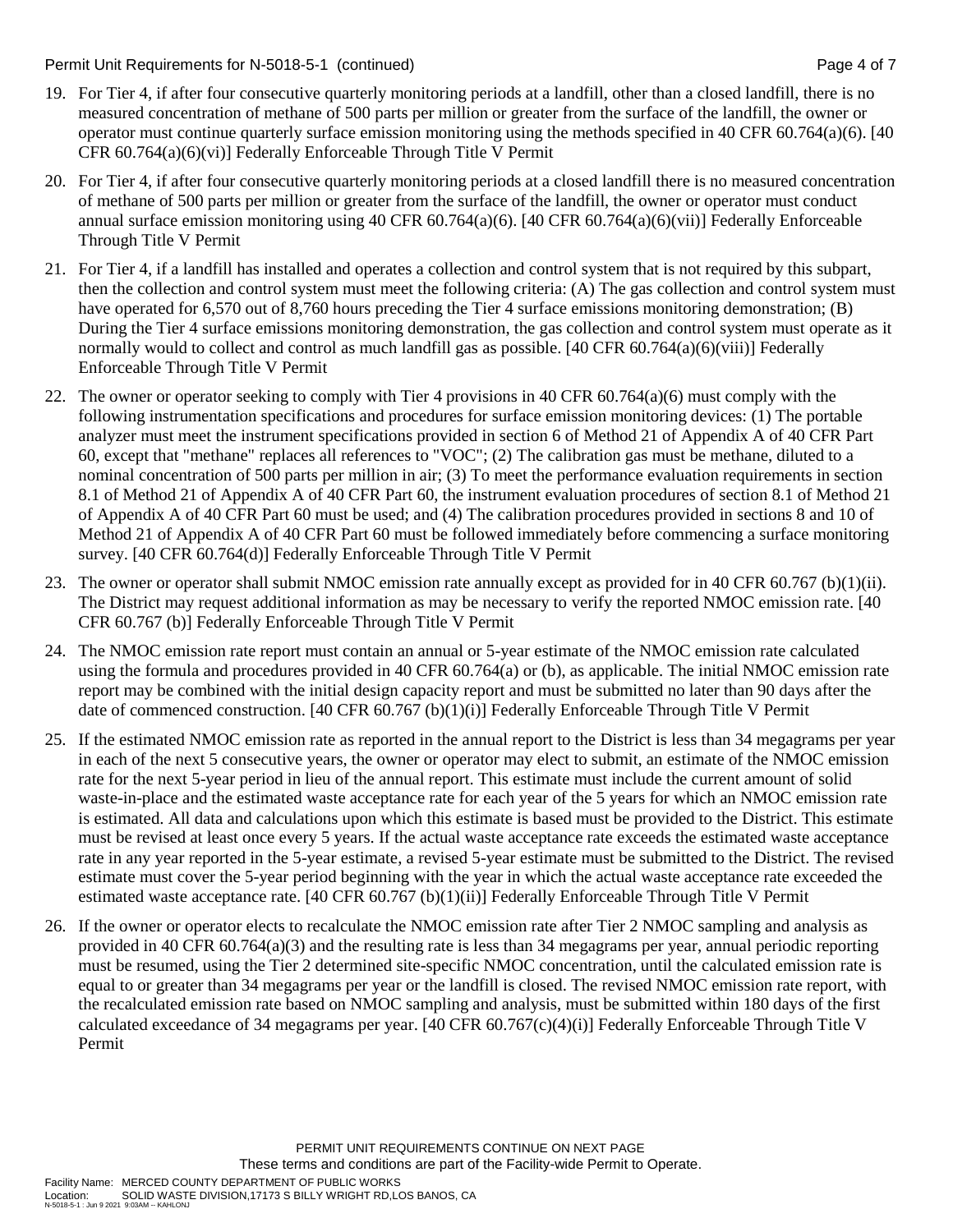19. For Tier 4, if after four consecutive quarterly monitoring periods at a landfill, other than a closed landfill, there is no measured concentration of methane of 500 parts per million or greater from the surface of the landfill, the owner or operator must continue quarterly surface emission monitoring using the methods specified in 40 CFR 60.764(a)(6). [40 CFR 60.764(a)(6)(vi)] Federally Enforceable Through Title V Permit

20. For Tier 4, if after four consecutive quarterly monitoring periods at a closed landfill there is no measured concentration of methane of 500 parts per million or greater from the surface of the landfill, the owner or operator must conduct annual surface emission monitoring using 40 CFR 60.764(a)(6). [40 CFR 60.764(a)(6)(vii)] Federally Enforceable Through Title V Permit

21. For Tier 4, if a landfill has installed and operates a collection and control system that is not required by this subpart, then the collection and control system must meet the following criteria: (A) The gas collection and control system must have operated for 6,570 out of 8,760 hours preceding the Tier 4 surface emissions monitoring demonstration; (B) During the Tier 4 surface emissions monitoring demonstration, the gas collection and control system must operate as it normally would to collect and control as much landfill gas as possible. [40 CFR 60.764(a)(6)(viii)] Federally Enforceable Through Title V Permit

22. The owner or operator seeking to comply with Tier 4 provisions in 40 CFR 60.764(a)(6) must comply with the following instrumentation specifications and procedures for surface emission monitoring devices: (1) The portable analyzer must meet the instrument specifications provided in section 6 of Method 21 of Appendix A of 40 CFR Part 60, except that "methane" replaces all references to "VOC"; (2) The calibration gas must be methane, diluted to a nominal concentration of 500 parts per million in air; (3) To meet the performance evaluation requirements in section 8.1 of Method 21 of Appendix A of 40 CFR Part 60, the instrument evaluation procedures of section 8.1 of Method 21 of Appendix A of 40 CFR Part 60 must be used; and (4) The calibration procedures provided in sections 8 and 10 of Method 21 of Appendix A of 40 CFR Part 60 must be followed immediately before commencing a surface monitoring survey. [40 CFR 60.764(d)] Federally Enforceable Through Title V Permit

23. The owner or operator shall submit NMOC emission rate annually except as provided for in 40 CFR 60.767 (b)(1)(ii). The District may request additional information as may be necessary to verify the reported NMOC emission rate. [40 CFR 60.767 (b)] Federally Enforceable Through Title V Permit

24. The NMOC emission rate report must contain an annual or 5-year estimate of the NMOC emission rate calculated using the formula and procedures provided in 40 CFR 60.764(a) or (b), as applicable. The initial NMOC emission rate report may be combined with the initial design capacity report and must be submitted no later than 90 days after the date of commenced construction. [40 CFR 60.767 (b)(1)(i)] Federally Enforceable Through Title V Permit

25. If the estimated NMOC emission rate as reported in the annual report to the District is less than 34 megagrams per year in each of the next 5 consecutive years, the owner or operator may elect to submit, an estimate of the NMOC emission rate for the next 5-year period in lieu of the annual report. This estimate must include the current amount of solid waste-in-place and the estimated waste acceptance rate for each year of the 5 years for which an NMOC emission rate is estimated. All data and calculations upon which this estimate is based must be provided to the District. This estimate must be revised at least once every 5 years. If the actual waste acceptance rate exceeds the estimated waste acceptance rate in any year reported in the 5-year estimate, a revised 5-year estimate must be submitted to the District. The revised estimate must cover the 5-year period beginning with the year in which the actual waste acceptance rate exceeded the estimated waste acceptance rate. [40 CFR 60.767 (b)(1)(ii)] Federally Enforceable Through Title V Permit

26. If the owner or operator elects to recalculate the NMOC emission rate after Tier 2 NMOC sampling and analysis as provided in 40 CFR 60.764(a)(3) and the resulting rate is less than 34 megagrams per year, annual periodic reporting must be resumed, using the Tier 2 determined site-specific NMOC concentration, until the calculated emission rate is equal to or greater than 34 megagrams per year or the landfill is closed. The revised NMOC emission rate report, with the recalculated emission rate based on NMOC sampling and analysis, must be submitted within 180 days of the first calculated exceedance of 34 megagrams per year. [40 CFR 60.767(c)(4)(i)] Federally Enforceable Through Title V Permit

PERMIT UNIT REQUIREMENTS CONTINUE ON NEXT PAGE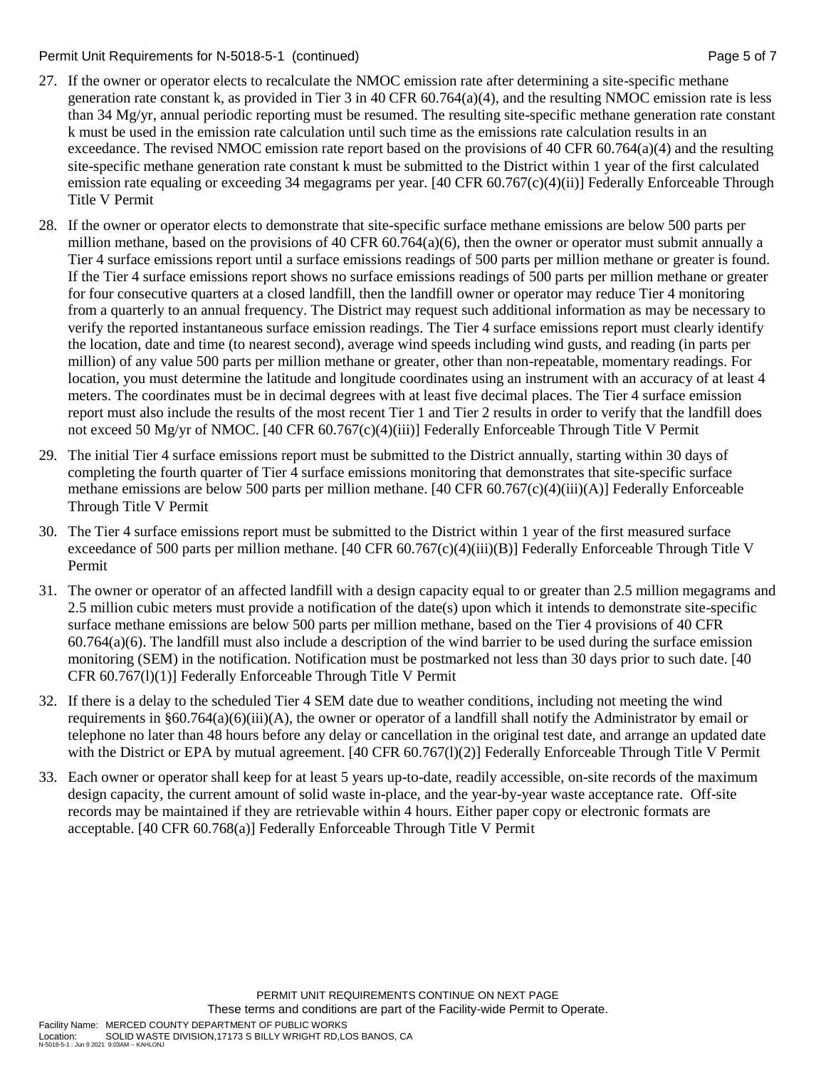27. If the owner or operator elects to recalculate the NMOC emission rate after determining a site-specific methane generation rate constant k, as provided in Tier 3 in 40 CFR 60.764(a)(4), and the resulting NMOC emission rate is less than 34 Mg/yr, annual periodic reporting must be resumed. The resulting site-specific methane generation rate constant k must be used in the emission rate calculation until such time as the emissions rate calculation results in an exceedance. The revised NMOC emission rate report based on the provisions of 40 CFR 60.764(a)(4) and the resulting site-specific methane generation rate constant k must be submitted to the District within 1 year of the first calculated emission rate equaling or exceeding 34 megagrams per year. [40 CFR 60.767(c)(4)(ii)] Federally Enforceable Through Title V Permit

28. If the owner or operator elects to demonstrate that site-specific surface methane emissions are below 500 parts per million methane, based on the provisions of 40 CFR 60.764(a)(6), then the owner or operator must submit annually a Tier 4 surface emissions report until a surface emissions readings of 500 parts per million methane or greater is found. If the Tier 4 surface emissions report shows no surface emissions readings of 500 parts per million methane or greater for four consecutive quarters at a closed landfill, then the landfill owner or operator may reduce Tier 4 monitoring from a quarterly to an annual frequency. The District may request such additional information as may be necessary to verify the reported instantaneous surface emission readings. The Tier 4 surface emissions report must clearly identify the location, date and time (to nearest second), average wind speeds including wind gusts, and reading (in parts per million) of any value 500 parts per million methane or greater, other than non-repeatable, momentary readings. For location, you must determine the latitude and longitude coordinates using an instrument with an accuracy of at least 4 meters. The coordinates must be in decimal degrees with at least five decimal places. The Tier 4 surface emission report must also include the results of the most recent Tier 1 and Tier 2 results in order to verify that the landfill does not exceed 50 Mg/yr of NMOC. [40 CFR 60.767(c)(4)(iii)] Federally Enforceable Through Title V Permit

29. The initial Tier 4 surface emissions report must be submitted to the District annually, starting within 30 days of completing the fourth quarter of Tier 4 surface emissions monitoring that demonstrates that site-specific surface methane emissions are below 500 parts per million methane. [40 CFR 60.767(c)(4)(iii)(A)] Federally Enforceable Through Title V Permit

30. The Tier 4 surface emissions report must be submitted to the District within 1 year of the first measured surface exceedance of 500 parts per million methane. [40 CFR 60.767(c)(4)(iii)(B)] Federally Enforceable Through Title V Permit

31. The owner or operator of an affected landfill with a design capacity equal to or greater than 2.5 million megagrams and 2.5 million cubic meters must provide a notification of the date(s) upon which it intends to demonstrate site-specific surface methane emissions are below 500 parts per million methane, based on the Tier 4 provisions of 40 CFR 60.764(a)(6). The landfill must also include a description of the wind barrier to be used during the surface emission monitoring (SEM) in the notification. Notification must be postmarked not less than 30 days prior to such date. [40 CFR 60.767(l)(1)] Federally Enforceable Through Title V Permit

32. If there is a delay to the scheduled Tier 4 SEM date due to weather conditions, including not meeting the wind requirements in §60.764(a)(6)(iii)(A), the owner or operator of a landfill shall notify the Administrator by email or telephone no later than 48 hours before any delay or cancellation in the original test date, and arrange an updated date with the District or EPA by mutual agreement. [40 CFR 60.767(l)(2)] Federally Enforceable Through Title V Permit

33. Each owner or operator shall keep for at least 5 years up-to-date, readily accessible, on-site records of the maximum design capacity, the current amount of solid waste in-place, and the year-by-year waste acceptance rate. Off-site records may be maintained if they are retrievable within 4 hours. Either paper copy or electronic formats are acceptable. [40 CFR 60.768(a)] Federally Enforceable Through Title V Permit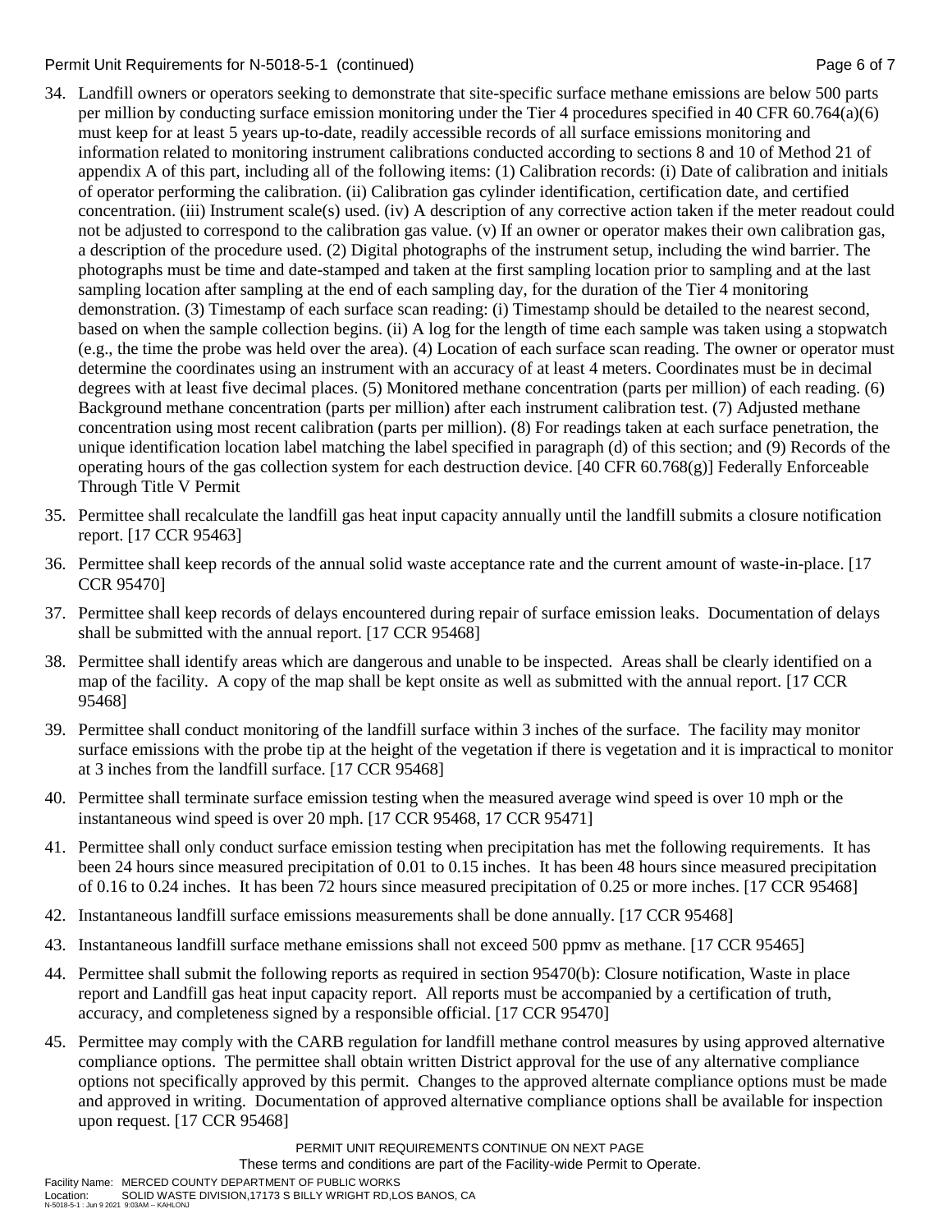34. Landfill owners or operators seeking to demonstrate that site-specific surface methane emissions are below 500 parts per million by conducting surface emission monitoring under the Tier 4 procedures specified in 40 CFR 60.764(a)(6) must keep for at least 5 years up-to-date, readily accessible records of all surface emissions monitoring and information related to monitoring instrument calibrations conducted according to sections 8 and 10 of Method 21 of appendix A of this part, including all of the following items: (1) Calibration records: (i) Date of calibration and initials of operator performing the calibration. (ii) Calibration gas cylinder identification, certification date, and certified concentration. (iii) Instrument scale(s) used. (iv) A description of any corrective action taken if the meter readout could not be adjusted to correspond to the calibration gas value. (v) If an owner or operator makes their own calibration gas, a description of the procedure used. (2) Digital photographs of the instrument setup, including the wind barrier. The photographs must be time and date-stamped and taken at the first sampling location prior to sampling and at the last sampling location after sampling at the end of each sampling day, for the duration of the Tier 4 monitoring demonstration. (3) Timestamp of each surface scan reading: (i) Timestamp should be detailed to the nearest second, based on when the sample collection begins. (ii) A log for the length of time each sample was taken using a stopwatch (e.g., the time the probe was held over the area). (4) Location of each surface scan reading. The owner or operator must determine the coordinates using an instrument with an accuracy of at least 4 meters. Coordinates must be in decimal degrees with at least five decimal places. (5) Monitored methane concentration (parts per million) of each reading. (6) Background methane concentration (parts per million) after each instrument calibration test. (7) Adjusted methane concentration using most recent calibration (parts per million). (8) For readings taken at each surface penetration, the unique identification location label matching the label specified in paragraph (d) of this section; and (9) Records of the operating hours of the gas collection system for each destruction device. [40 CFR 60.768(g)] Federally Enforceable Through Title V Permit

35. Permittee shall recalculate the landfill gas heat input capacity annually until the landfill submits a closure notification report. [17 CCR 95463]

36. Permittee shall keep records of the annual solid waste acceptance rate and the current amount of waste-in-place. [17 CCR 95470]

37. Permittee shall keep records of delays encountered during repair of surface emission leaks. Documentation of delays shall be submitted with the annual report. [17 CCR 95468]

38. Permittee shall identify areas which are dangerous and unable to be inspected. Areas shall be clearly identified on a map of the facility. A copy of the map shall be kept onsite as well as submitted with the annual report. [17 CCR 95468]

39. Permittee shall conduct monitoring of the landfill surface within 3 inches of the surface. The facility may monitor surface emissions with the probe tip at the height of the vegetation if there is vegetation and it is impractical to monitor at 3 inches from the landfill surface. [17 CCR 95468]

40. Permittee shall terminate surface emission testing when the measured average wind speed is over 10 mph or the instantaneous wind speed is over 20 mph. [17 CCR 95468, 17 CCR 95471]

41. Permittee shall only conduct surface emission testing when precipitation has met the following requirements. It has been 24 hours since measured precipitation of 0.01 to 0.15 inches. It has been 48 hours since measured precipitation of 0.16 to 0.24 inches. It has been 72 hours since measured precipitation of 0.25 or more inches. [17 CCR 95468]

42. Instantaneous landfill surface emissions measurements shall be done annually. [17 CCR 95468]

43. Instantaneous landfill surface methane emissions shall not exceed 500 ppmv as methane. [17 CCR 95465]

44. Permittee shall submit the following reports as required in section 95470(b): Closure notification, Waste in place report and Landfill gas heat input capacity report. All reports must be accompanied by a certification of truth, accuracy, and completeness signed by a responsible official. [17 CCR 95470]

45. Permittee may comply with the CARB regulation for landfill methane control measures by using approved alternative compliance options. The permittee shall obtain written District approval for the use of any alternative compliance options not specifically approved by this permit. Changes to the approved alternate compliance options must be made and approved in writing. Documentation of approved alternative compliance options shall be available for inspection upon request. [17 CCR 95468]

PERMIT UNIT REQUIREMENTS CONTINUE ON NEXT PAGE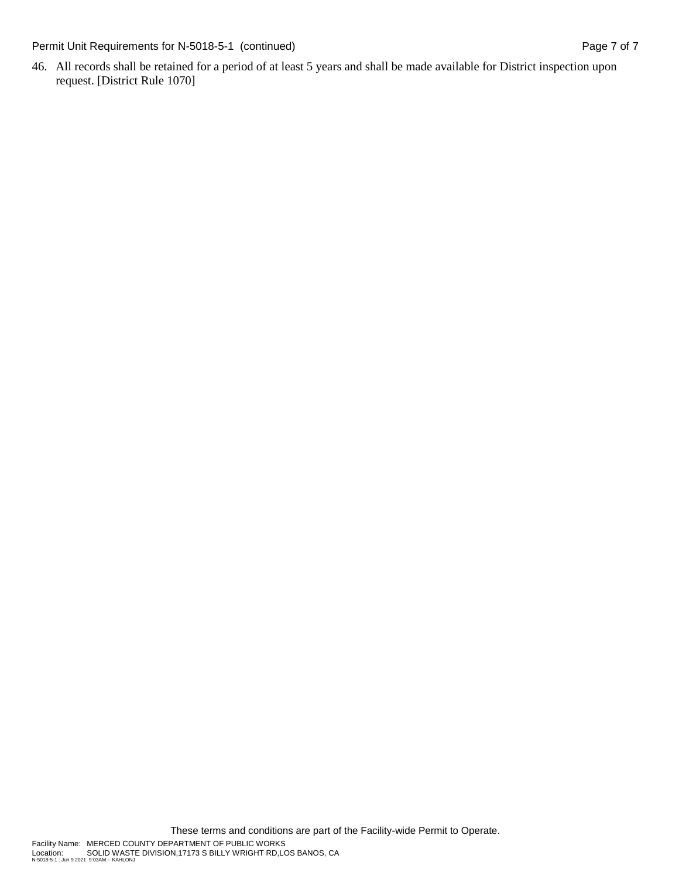46. All records shall be retained for a period of at least 5 years and shall be made available for District inspection upon request. [District Rule 1070]

These terms and conditions are part of the Facility-wide Permit to Operate.